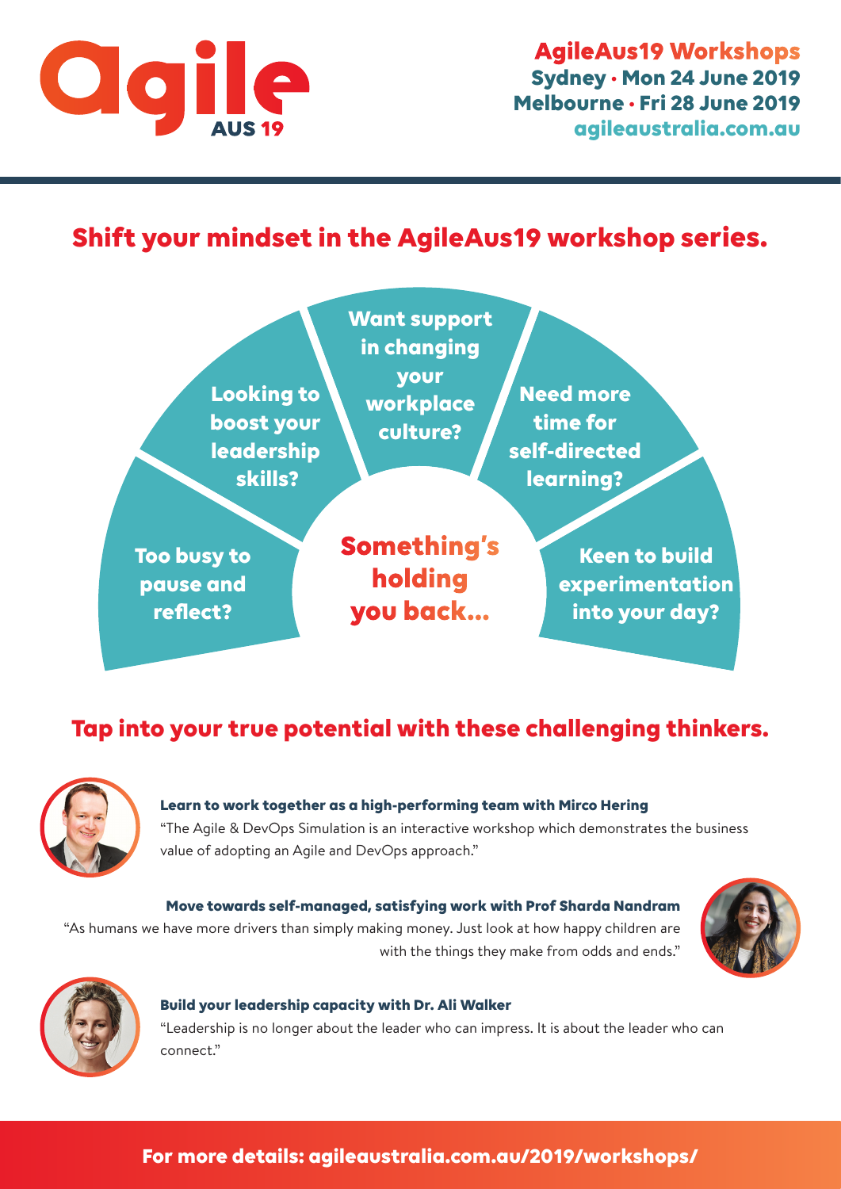# Agile AUS 19

**AgileAus19 Workshops**
**Sydney · Mon 24 June 2019**
**Melbourne · Fri 28 June 2019**
**agileaustralia.com.au**

## Shift your mindset in the AgileAus19 workshop series.

**Something's holding you back...**

- Too busy to pause and reflect?
- Looking to boost your leadership skills?
- Want support in changing your workplace culture?
- Need more time for self-directed learning?
- Keen to build experimentation into your day?

## Tap into your true potential with these challenging thinkers.

**Learn to work together as a high-performing team with Mirco Hering**

"The Agile & DevOps Simulation is an interactive workshop which demonstrates the business value of adopting an Agile and DevOps approach."

**Move towards self-managed, satisfying work with Prof Sharda Nandram**

"As humans we have more drivers than simply making money. Just look at how happy children are with the things they make from odds and ends."

**Build your leadership capacity with Dr. Ali Walker**

"Leadership is no longer about the leader who can impress. It is about the leader who can connect."

**For more details: agileaustralia.com.au/2019/workshops/**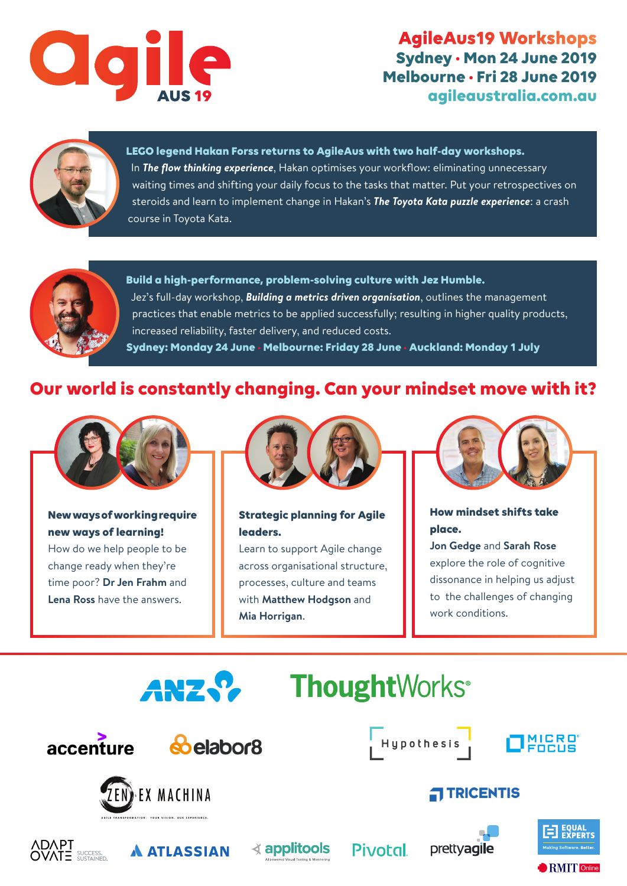# agile AUS 19

**AgileAus19 Workshops**
**Sydney · Mon 24 June 2019**
**Melbourne · Fri 28 June 2019**
**agileaustralia.com.au**

**LEGO legend Hakan Forss returns to AgileAus with two half-day workshops.**
In ***The flow thinking experience***, Hakan optimises your workflow: eliminating unnecessary waiting times and shifting your daily focus to the tasks that matter. Put your retrospectives on steroids and learn to implement change in Hakan's ***The Toyota Kata puzzle experience***: a crash course in Toyota Kata.

**Build a high-performance, problem-solving culture with Jez Humble.**
Jez's full-day workshop, ***Building a metrics driven organisation***, outlines the management practices that enable metrics to be applied successfully; resulting in higher quality products, increased reliability, faster delivery, and reduced costs.
**Sydney: Monday 24 June · Melbourne: Friday 28 June · Auckland: Monday 1 July**

## Our world is constantly changing. Can your mindset move with it?

**New ways of working require new ways of learning!**
How do we help people to be change ready when they're time poor? **Dr Jen Frahm** and **Lena Ross** have the answers.

**Strategic planning for Agile leaders.**
Learn to support Agile change across organisational structure, processes, culture and teams with **Matthew Hodgson** and **Mia Horrigan**.

**How mindset shifts take place.**
**Jon Gedge** and **Sarah Rose** explore the role of cognitive dissonance in helping us adjust to the challenges of changing work conditions.

ANZ · ThoughtWorks · accenture · elabor8 · Hypothesis · MICRO FOCUS · ZEN EX MACHINA · TRICENTIS · ADAPT OVATE · ATLASSIAN · applitools · Pivotal · prettyagile · EQUAL EXPERTS · RMIT Online